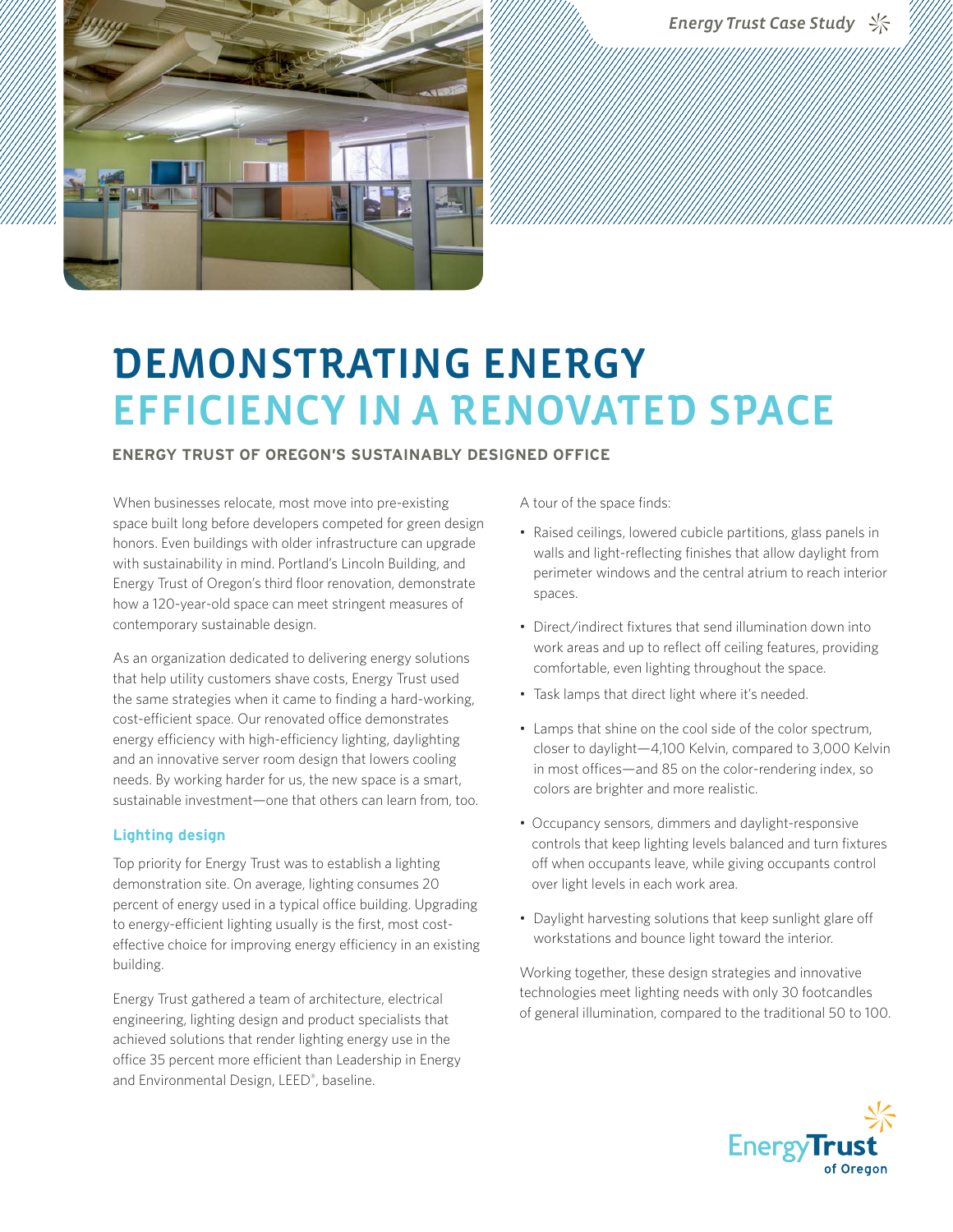# DEMONSTRATING ENERGY EFFICIENCY IN A RENOVATED SPACE

### ENERGY TRUST OF OREGON'S SUSTAINABLY DESIGNED OFFICE

When businesses relocate, most move into pre-existing space built long before developers competed for green design honors. Even buildings with older infrastructure can upgrade with sustainability in mind. Portland's Lincoln Building, and Energy Trust of Oregon's third floor renovation, demonstrate how a 120-year-old space can meet stringent measures of contemporary sustainable design.

As an organization dedicated to delivering energy solutions that help utility customers shave costs, Energy Trust used the same strategies when it came to finding a hard-working, cost-efficient space. Our renovated office demonstrates energy efficiency with high-efficiency lighting, daylighting and an innovative server room design that lowers cooling needs. By working harder for us, the new space is a smart, sustainable investment—one that others can learn from, too.

## Lighting design

Top priority for Energy Trust was to establish a lighting demonstration site. On average, lighting consumes 20 percent of energy used in a typical office building. Upgrading to energy-efficient lighting usually is the first, most cost-effective choice for improving energy efficiency in an existing building.

Energy Trust gathered a team of architecture, electrical engineering, lighting design and product specialists that achieved solutions that render lighting energy use in the office 35 percent more efficient than Leadership in Energy and Environmental Design, LEED®, baseline.

A tour of the space finds:

- Raised ceilings, lowered cubicle partitions, glass panels in walls and light-reflecting finishes that allow daylight from perimeter windows and the central atrium to reach interior spaces.
- Direct/indirect fixtures that send illumination down into work areas and up to reflect off ceiling features, providing comfortable, even lighting throughout the space.
- Task lamps that direct light where it's needed.
- Lamps that shine on the cool side of the color spectrum, closer to daylight—4,100 Kelvin, compared to 3,000 Kelvin in most offices—and 85 on the color-rendering index, so colors are brighter and more realistic.
- Occupancy sensors, dimmers and daylight-responsive controls that keep lighting levels balanced and turn fixtures off when occupants leave, while giving occupants control over light levels in each work area.
- Daylight harvesting solutions that keep sunlight glare off workstations and bounce light toward the interior.

Working together, these design strategies and innovative technologies meet lighting needs with only 30 footcandles of general illumination, compared to the traditional 50 to 100.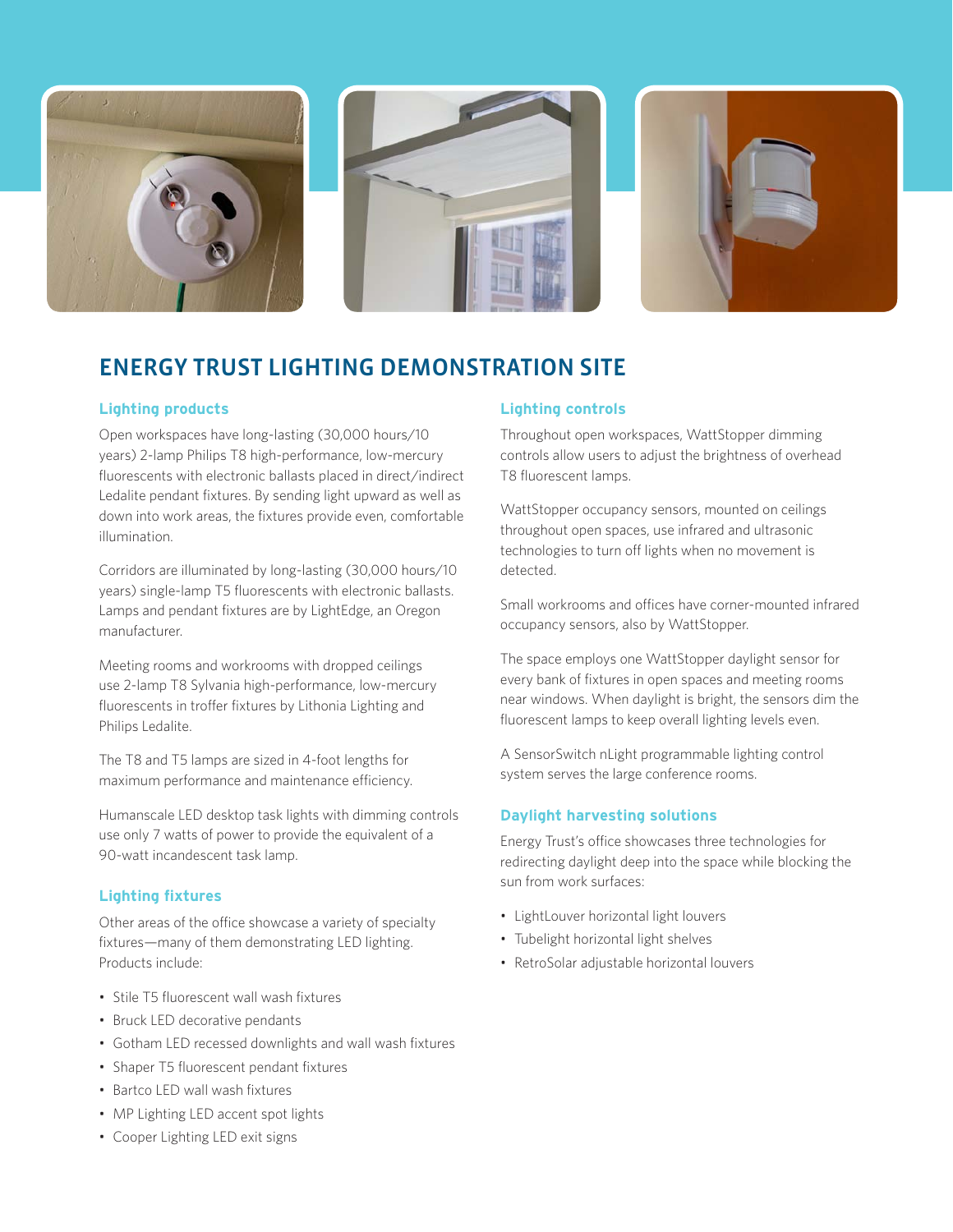# ENERGY TRUST LIGHTING DEMONSTRATION SITE

## Lighting products

Open workspaces have long-lasting (30,000 hours/10 years) 2-lamp Philips T8 high-performance, low-mercury fluorescents with electronic ballasts placed in direct/indirect Ledalite pendant fixtures. By sending light upward as well as down into work areas, the fixtures provide even, comfortable illumination.

Corridors are illuminated by long-lasting (30,000 hours/10 years) single-lamp T5 fluorescents with electronic ballasts. Lamps and pendant fixtures are by LightEdge, an Oregon manufacturer.

Meeting rooms and workrooms with dropped ceilings use 2-lamp T8 Sylvania high-performance, low-mercury fluorescents in troffer fixtures by Lithonia Lighting and Philips Ledalite.

The T8 and T5 lamps are sized in 4-foot lengths for maximum performance and maintenance efficiency.

Humanscale LED desktop task lights with dimming controls use only 7 watts of power to provide the equivalent of a 90-watt incandescent task lamp.

## Lighting fixtures

Other areas of the office showcase a variety of specialty fixtures—many of them demonstrating LED lighting. Products include:

- Stile T5 fluorescent wall wash fixtures
- Bruck LED decorative pendants
- Gotham LED recessed downlights and wall wash fixtures
- Shaper T5 fluorescent pendant fixtures
- Bartco LED wall wash fixtures
- MP Lighting LED accent spot lights
- Cooper Lighting LED exit signs

## Lighting controls

Throughout open workspaces, WattStopper dimming controls allow users to adjust the brightness of overhead T8 fluorescent lamps.

WattStopper occupancy sensors, mounted on ceilings throughout open spaces, use infrared and ultrasonic technologies to turn off lights when no movement is detected.

Small workrooms and offices have corner-mounted infrared occupancy sensors, also by WattStopper.

The space employs one WattStopper daylight sensor for every bank of fixtures in open spaces and meeting rooms near windows. When daylight is bright, the sensors dim the fluorescent lamps to keep overall lighting levels even.

A SensorSwitch nLight programmable lighting control system serves the large conference rooms.

## Daylight harvesting solutions

Energy Trust's office showcases three technologies for redirecting daylight deep into the space while blocking the sun from work surfaces:

- LightLouver horizontal light louvers
- Tubelight horizontal light shelves
- RetroSolar adjustable horizontal louvers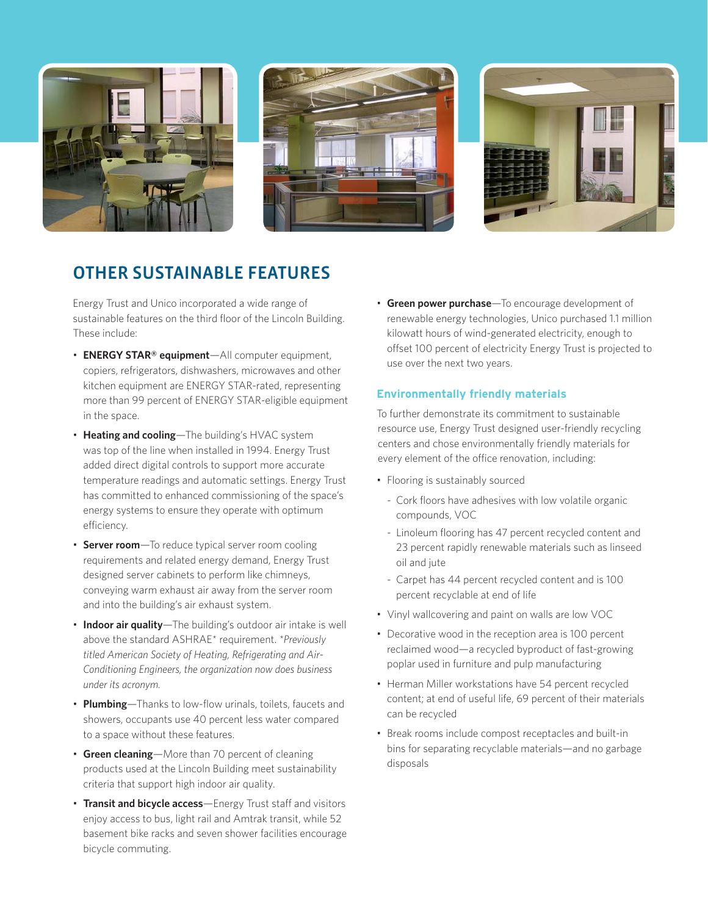## OTHER SUSTAINABLE FEATURES

Energy Trust and Unico incorporated a wide range of sustainable features on the third floor of the Lincoln Building. These include:

- **ENERGY STAR® equipment**—All computer equipment, copiers, refrigerators, dishwashers, microwaves and other kitchen equipment are ENERGY STAR-rated, representing more than 99 percent of ENERGY STAR-eligible equipment in the space.
- **Heating and cooling**—The building's HVAC system was top of the line when installed in 1994. Energy Trust added direct digital controls to support more accurate temperature readings and automatic settings. Energy Trust has committed to enhanced commissioning of the space's energy systems to ensure they operate with optimum efficiency.
- **Server room**—To reduce typical server room cooling requirements and related energy demand, Energy Trust designed server cabinets to perform like chimneys, conveying warm exhaust air away from the server room and into the building's air exhaust system.
- **Indoor air quality**—The building's outdoor air intake is well above the standard ASHRAE* requirement. *\*Previously titled American Society of Heating, Refrigerating and Air-Conditioning Engineers, the organization now does business under its acronym.*
- **Plumbing**—Thanks to low-flow urinals, toilets, faucets and showers, occupants use 40 percent less water compared to a space without these features.
- **Green cleaning**—More than 70 percent of cleaning products used at the Lincoln Building meet sustainability criteria that support high indoor air quality.
- **Transit and bicycle access**—Energy Trust staff and visitors enjoy access to bus, light rail and Amtrak transit, while 52 basement bike racks and seven shower facilities encourage bicycle commuting.
- **Green power purchase**—To encourage development of renewable energy technologies, Unico purchased 1.1 million kilowatt hours of wind-generated electricity, enough to offset 100 percent of electricity Energy Trust is projected to use over the next two years.

### Environmentally friendly materials

To further demonstrate its commitment to sustainable resource use, Energy Trust designed user-friendly recycling centers and chose environmentally friendly materials for every element of the office renovation, including:

- Flooring is sustainably sourced
  - Cork floors have adhesives with low volatile organic compounds, VOC
  - Linoleum flooring has 47 percent recycled content and 23 percent rapidly renewable materials such as linseed oil and jute
  - Carpet has 44 percent recycled content and is 100 percent recyclable at end of life
- Vinyl wallcovering and paint on walls are low VOC
- Decorative wood in the reception area is 100 percent reclaimed wood—a recycled byproduct of fast-growing poplar used in furniture and pulp manufacturing
- Herman Miller workstations have 54 percent recycled content; at end of useful life, 69 percent of their materials can be recycled
- Break rooms include compost receptacles and built-in bins for separating recyclable materials—and no garbage disposals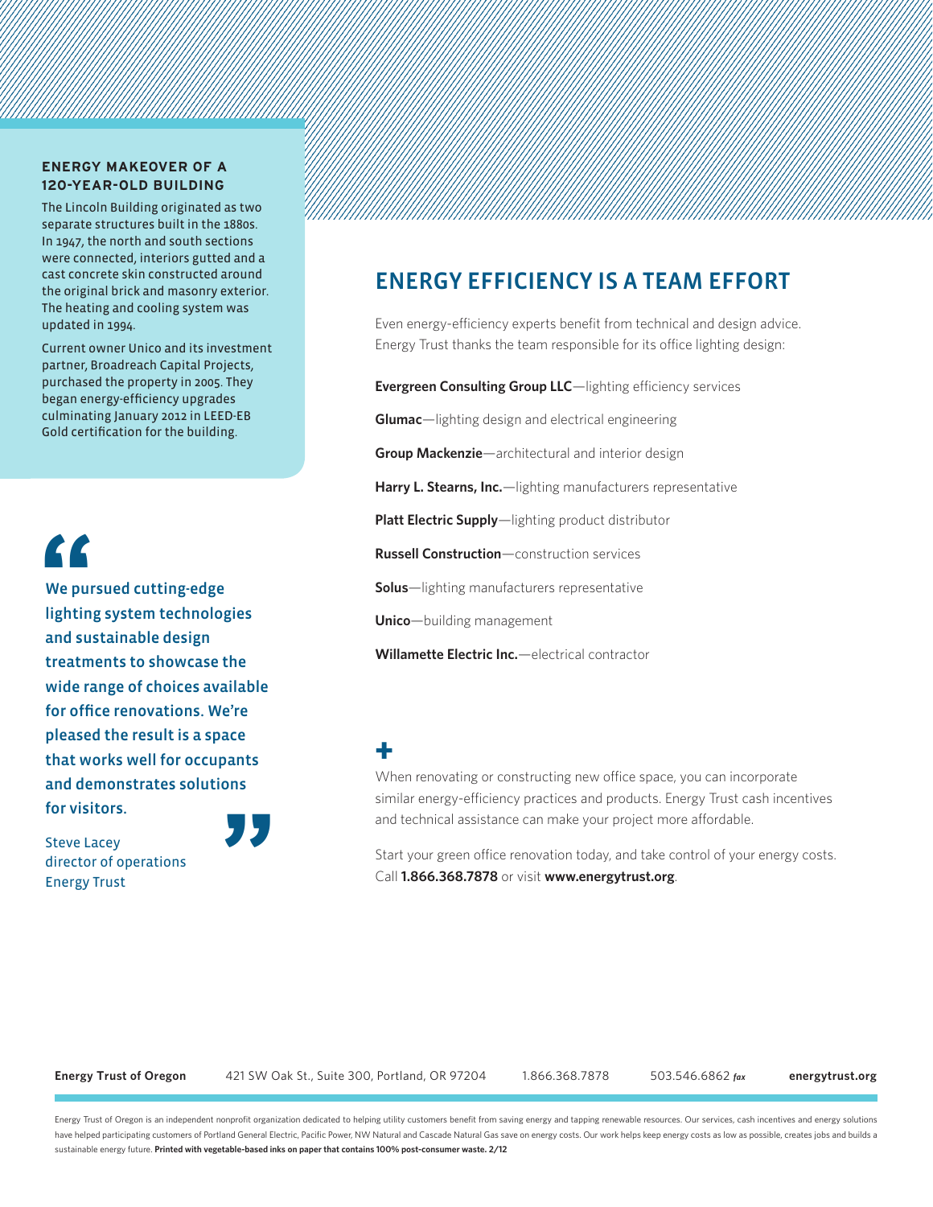### ENERGY MAKEOVER OF A 120-YEAR-OLD BUILDING

The Lincoln Building originated as two separate structures built in the 1880s. In 1947, the north and south sections were connected, interiors gutted and a cast concrete skin constructed around the original brick and masonry exterior. The heating and cooling system was updated in 1994.

Current owner Unico and its investment partner, Broadreach Capital Projects, purchased the property in 2005. They began energy-efficiency upgrades culminating January 2012 in LEED-EB Gold certification for the building.

> "We pursued cutting-edge lighting system technologies and sustainable design treatments to showcase the wide range of choices available for office renovations. We're pleased the result is a space that works well for occupants and demonstrates solutions for visitors."
>
> Steve Lacey
> director of operations
> Energy Trust

## ENERGY EFFICIENCY IS A TEAM EFFORT

Even energy-efficiency experts benefit from technical and design advice. Energy Trust thanks the team responsible for its office lighting design:

**Evergreen Consulting Group LLC**—lighting efficiency services

**Glumac**—lighting design and electrical engineering

**Group Mackenzie**—architectural and interior design

**Harry L. Stearns, Inc.**—lighting manufacturers representative

**Platt Electric Supply**—lighting product distributor

**Russell Construction**—construction services

**Solus**—lighting manufacturers representative

**Unico**—building management

**Willamette Electric Inc.**—electrical contractor

+

When renovating or constructing new office space, you can incorporate similar energy-efficiency practices and products. Energy Trust cash incentives and technical assistance can make your project more affordable.

Start your green office renovation today, and take control of your energy costs. Call **1.866.368.7878** or visit **www.energytrust.org**.

**Energy Trust of Oregon** 421 SW Oak St., Suite 300, Portland, OR 97204 1.866.368.7878 503.546.6862 *fax* **energytrust.org**

Energy Trust of Oregon is an independent nonprofit organization dedicated to helping utility customers benefit from saving energy and tapping renewable resources. Our services, cash incentives and energy solutions have helped participating customers of Portland General Electric, Pacific Power, NW Natural and Cascade Natural Gas save on energy costs. Our work helps keep energy costs as low as possible, creates jobs and builds a sustainable energy future. **Printed with vegetable-based inks on paper that contains 100% post-consumer waste. 2/12**